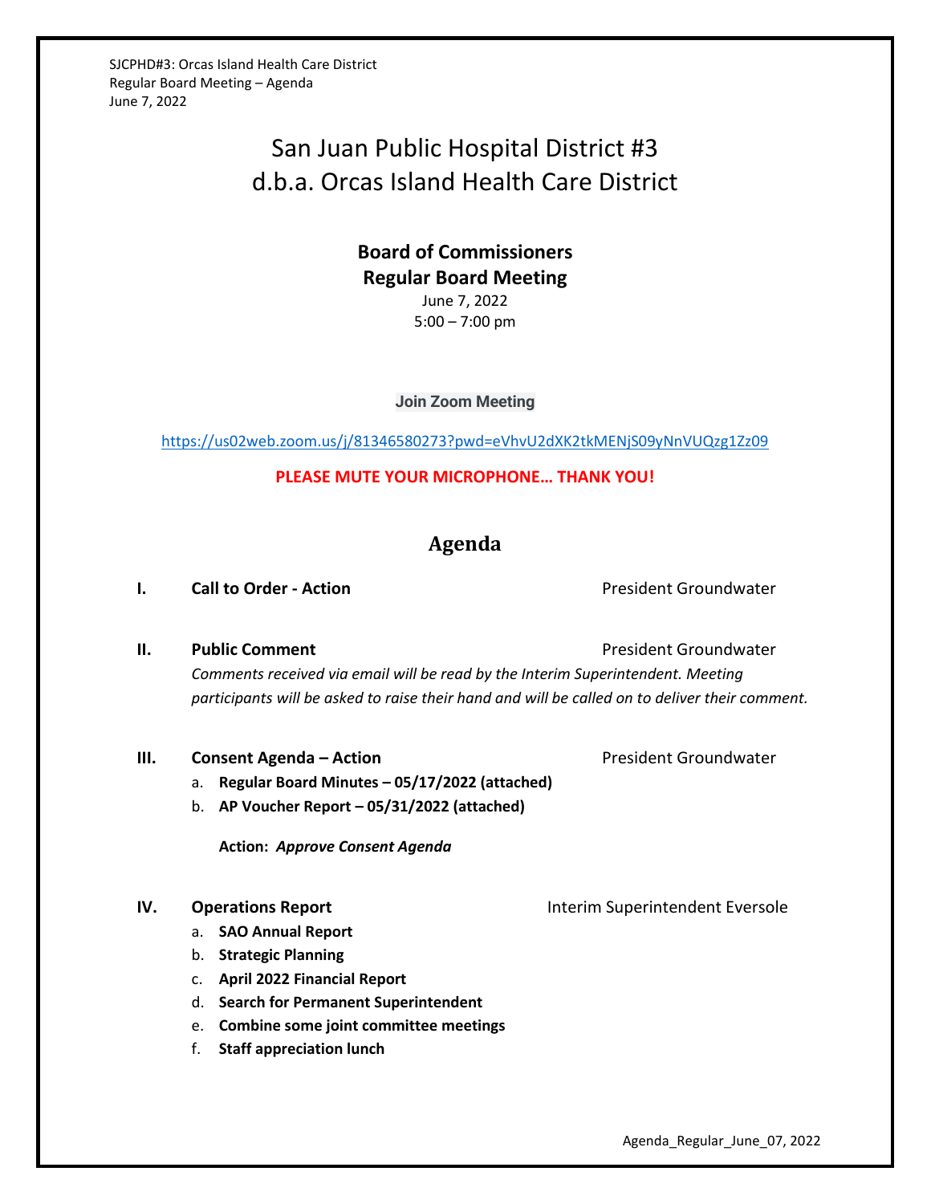# San Juan Public Hospital District #3
# d.b.a. Orcas Island Health Care District

## Board of Commissioners
## Regular Board Meeting

June 7, 2022
5:00 – 7:00 pm

**Join Zoom Meeting**

https://us02web.zoom.us/j/81346580273?pwd=eVhvU2dXK2tkMENjS09yNnVUQzg1Zz09

**PLEASE MUTE YOUR MICROPHONE… THANK YOU!**

## Agenda

**I. Call to Order - Action** — President Groundwater

**II. Public Comment** — President Groundwater

*Comments received via email will be read by the Interim Superintendent. Meeting participants will be asked to raise their hand and will be called on to deliver their comment.*

**III. Consent Agenda – Action** — President Groundwater

a. **Regular Board Minutes – 05/17/2022 (attached)**
b. **AP Voucher Report – 05/31/2022 (attached)**

**Action:** ***Approve Consent Agenda***

**IV. Operations Report** — Interim Superintendent Eversole

a. **SAO Annual Report**
b. **Strategic Planning**
c. **April 2022 Financial Report**
d. **Search for Permanent Superintendent**
e. **Combine some joint committee meetings**
f. **Staff appreciation lunch**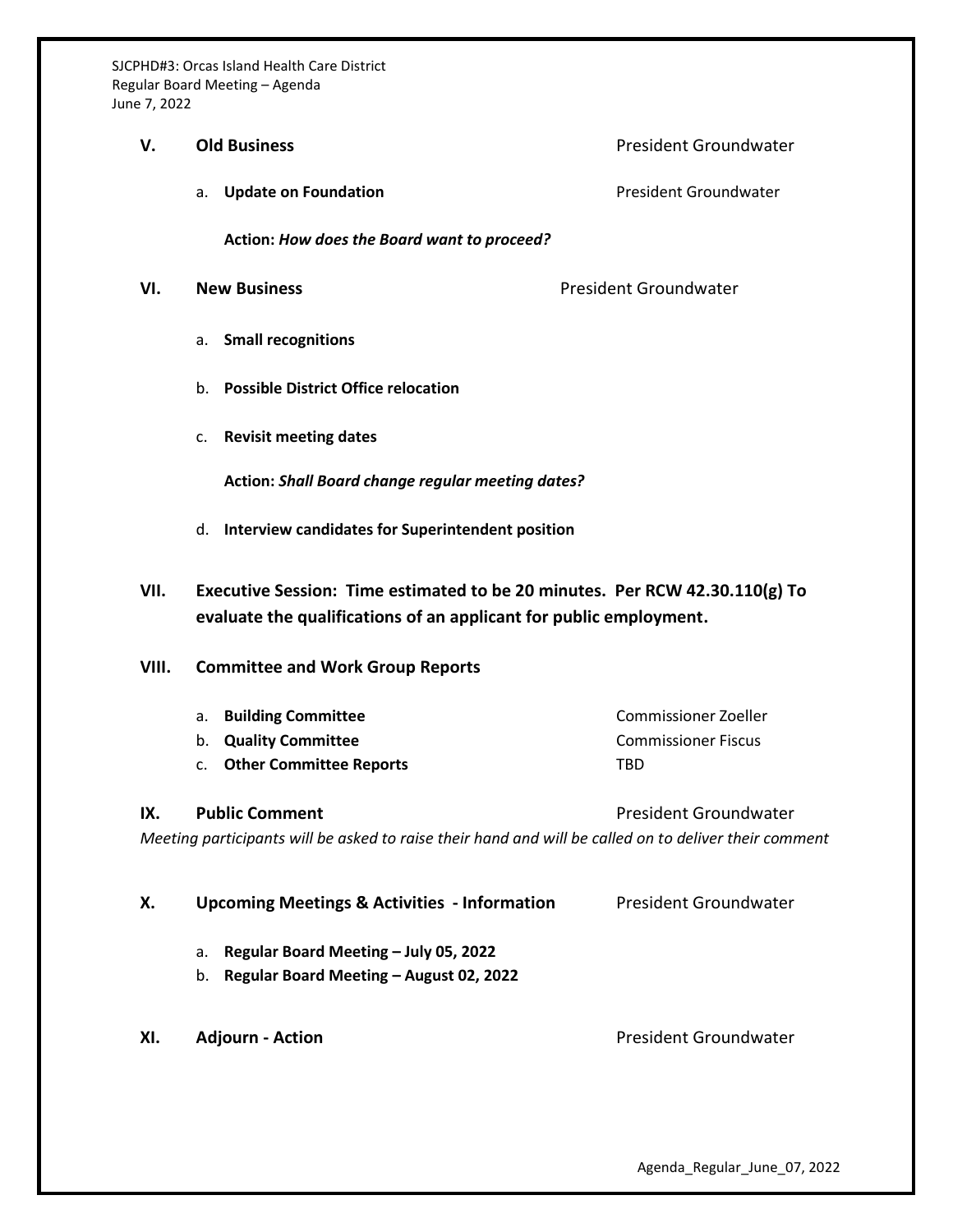**V. Old Business** — President Groundwater

a. **Update on Foundation** — President Groundwater

**Action:** ***How does the Board want to proceed?***

**VI. New Business** — President Groundwater

a. **Small recognitions**

b. **Possible District Office relocation**

c. **Revisit meeting dates**

**Action:** ***Shall Board change regular meeting dates?***

d. **Interview candidates for Superintendent position**

**VII. Executive Session: Time estimated to be 20 minutes. Per RCW 42.30.110(g) To evaluate the qualifications of an applicant for public employment.**

**VIII. Committee and Work Group Reports**

a. **Building Committee** — Commissioner Zoeller
b. **Quality Committee** — Commissioner Fiscus
c. **Other Committee Reports** — TBD

**IX. Public Comment** — President Groundwater

*Meeting participants will be asked to raise their hand and will be called on to deliver their comment*

**X. Upcoming Meetings & Activities - Information** — President Groundwater

a. **Regular Board Meeting – July 05, 2022**
b. **Regular Board Meeting – August 02, 2022**

**XI. Adjourn - Action** — President Groundwater